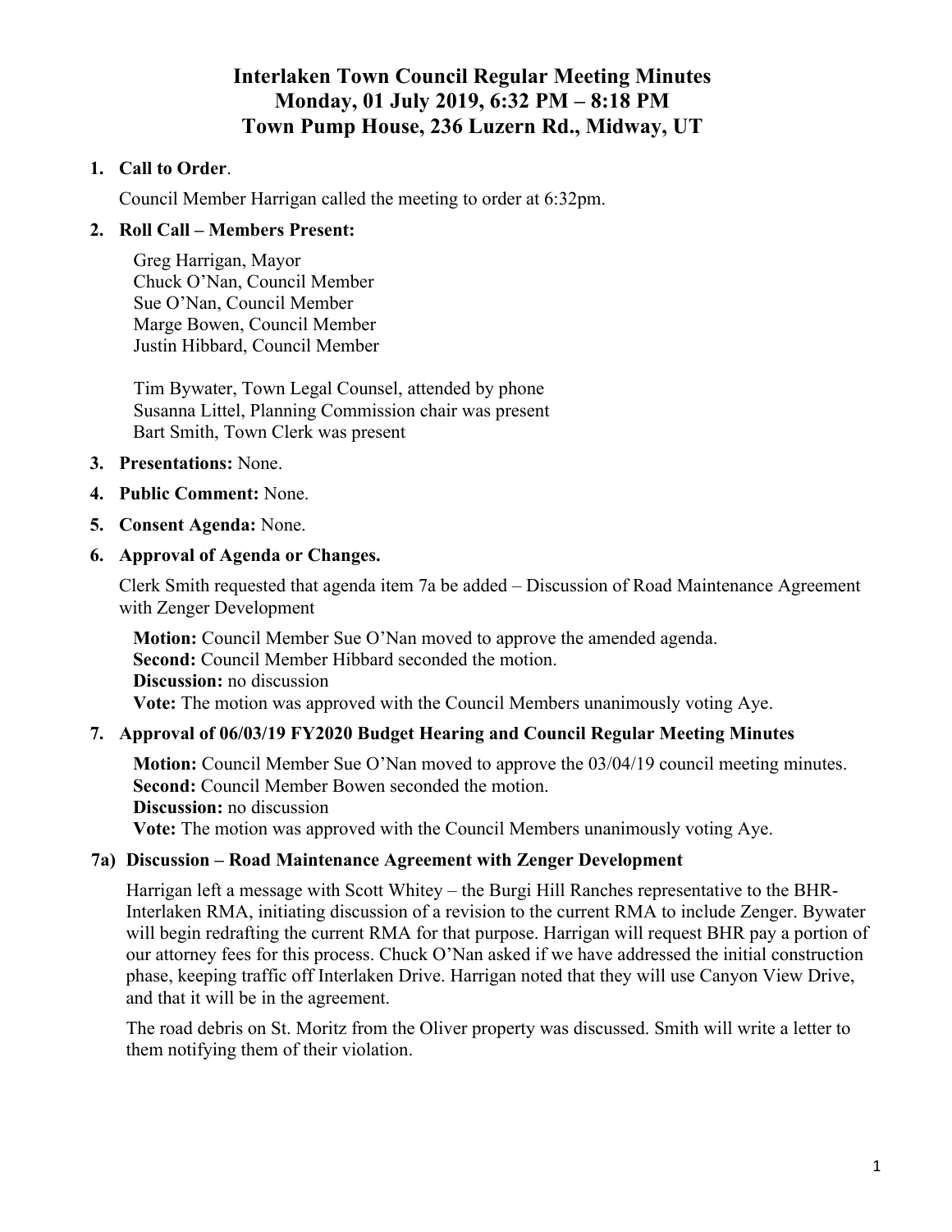# Interlaken Town Council Regular Meeting Minutes
## Monday, 01 July 2019, 6:32 PM – 8:18 PM
## Town Pump House, 236 Luzern Rd., Midway, UT

1. **Call to Order**.

   Council Member Harrigan called the meeting to order at 6:32pm.

2. **Roll Call – Members Present:**

   Greg Harrigan, Mayor
   Chuck O'Nan, Council Member
   Sue O'Nan, Council Member
   Marge Bowen, Council Member
   Justin Hibbard, Council Member

   Tim Bywater, Town Legal Counsel, attended by phone
   Susanna Littel, Planning Commission chair was present
   Bart Smith, Town Clerk was present

3. **Presentations:** None.

4. **Public Comment:** None.

5. **Consent Agenda:** None.

6. **Approval of Agenda or Changes.**

   Clerk Smith requested that agenda item 7a be added – Discussion of Road Maintenance Agreement with Zenger Development

   **Motion:** Council Member Sue O'Nan moved to approve the amended agenda.
   **Second:** Council Member Hibbard seconded the motion.
   **Discussion:** no discussion
   **Vote:** The motion was approved with the Council Members unanimously voting Aye.

7. **Approval of 06/03/19 FY2020 Budget Hearing and Council Regular Meeting Minutes**

   **Motion:** Council Member Sue O'Nan moved to approve the 03/04/19 council meeting minutes.
   **Second:** Council Member Bowen seconded the motion.
   **Discussion:** no discussion
   **Vote:** The motion was approved with the Council Members unanimously voting Aye.

**7a) Discussion – Road Maintenance Agreement with Zenger Development**

Harrigan left a message with Scott Whitey – the Burgi Hill Ranches representative to the BHR-Interlaken RMA, initiating discussion of a revision to the current RMA to include Zenger. Bywater will begin redrafting the current RMA for that purpose. Harrigan will request BHR pay a portion of our attorney fees for this process. Chuck O'Nan asked if we have addressed the initial construction phase, keeping traffic off Interlaken Drive. Harrigan noted that they will use Canyon View Drive, and that it will be in the agreement.

The road debris on St. Moritz from the Oliver property was discussed. Smith will write a letter to them notifying them of their violation.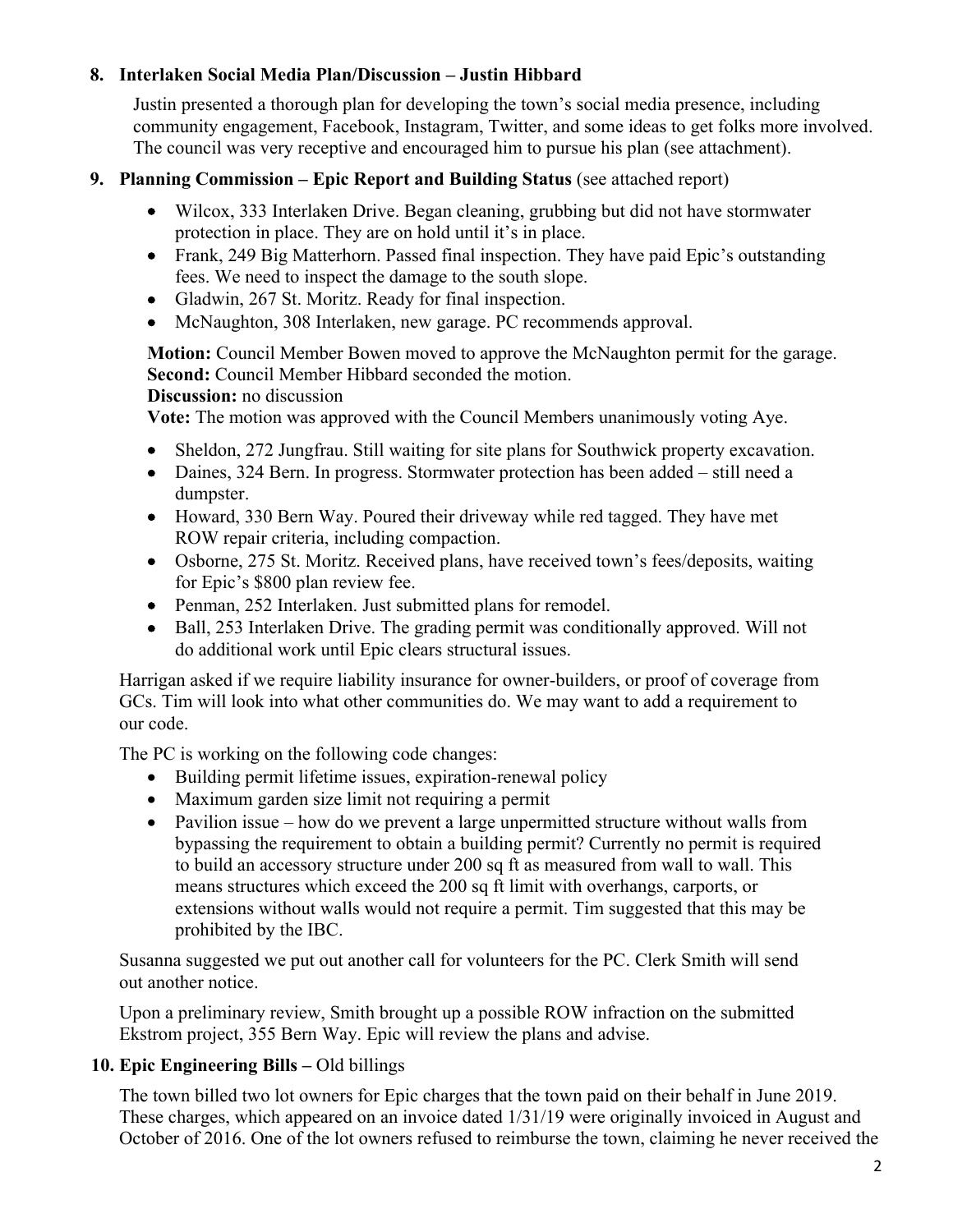**8. Interlaken Social Media Plan/Discussion – Justin Hibbard**

Justin presented a thorough plan for developing the town's social media presence, including community engagement, Facebook, Instagram, Twitter, and some ideas to get folks more involved. The council was very receptive and encouraged him to pursue his plan (see attachment).

**9. Planning Commission – Epic Report and Building Status** (see attached report)

- Wilcox, 333 Interlaken Drive. Began cleaning, grubbing but did not have stormwater protection in place. They are on hold until it's in place.
- Frank, 249 Big Matterhorn. Passed final inspection. They have paid Epic's outstanding fees. We need to inspect the damage to the south slope.
- Gladwin, 267 St. Moritz. Ready for final inspection.
- McNaughton, 308 Interlaken, new garage. PC recommends approval.

**Motion:** Council Member Bowen moved to approve the McNaughton permit for the garage.
**Second:** Council Member Hibbard seconded the motion.
**Discussion:** no discussion
**Vote:** The motion was approved with the Council Members unanimously voting Aye.

- Sheldon, 272 Jungfrau. Still waiting for site plans for Southwick property excavation.
- Daines, 324 Bern. In progress. Stormwater protection has been added – still need a dumpster.
- Howard, 330 Bern Way. Poured their driveway while red tagged. They have met ROW repair criteria, including compaction.
- Osborne, 275 St. Moritz. Received plans, have received town's fees/deposits, waiting for Epic's $800 plan review fee.
- Penman, 252 Interlaken. Just submitted plans for remodel.
- Ball, 253 Interlaken Drive. The grading permit was conditionally approved. Will not do additional work until Epic clears structural issues.

Harrigan asked if we require liability insurance for owner-builders, or proof of coverage from GCs. Tim will look into what other communities do. We may want to add a requirement to our code.

The PC is working on the following code changes:

- Building permit lifetime issues, expiration-renewal policy
- Maximum garden size limit not requiring a permit
- Pavilion issue – how do we prevent a large unpermitted structure without walls from bypassing the requirement to obtain a building permit? Currently no permit is required to build an accessory structure under 200 sq ft as measured from wall to wall. This means structures which exceed the 200 sq ft limit with overhangs, carports, or extensions without walls would not require a permit. Tim suggested that this may be prohibited by the IBC.

Susanna suggested we put out another call for volunteers for the PC. Clerk Smith will send out another notice.

Upon a preliminary review, Smith brought up a possible ROW infraction on the submitted Ekstrom project, 355 Bern Way. Epic will review the plans and advise.

**10. Epic Engineering Bills –** Old billings

The town billed two lot owners for Epic charges that the town paid on their behalf in June 2019. These charges, which appeared on an invoice dated 1/31/19 were originally invoiced in August and October of 2016. One of the lot owners refused to reimburse the town, claiming he never received the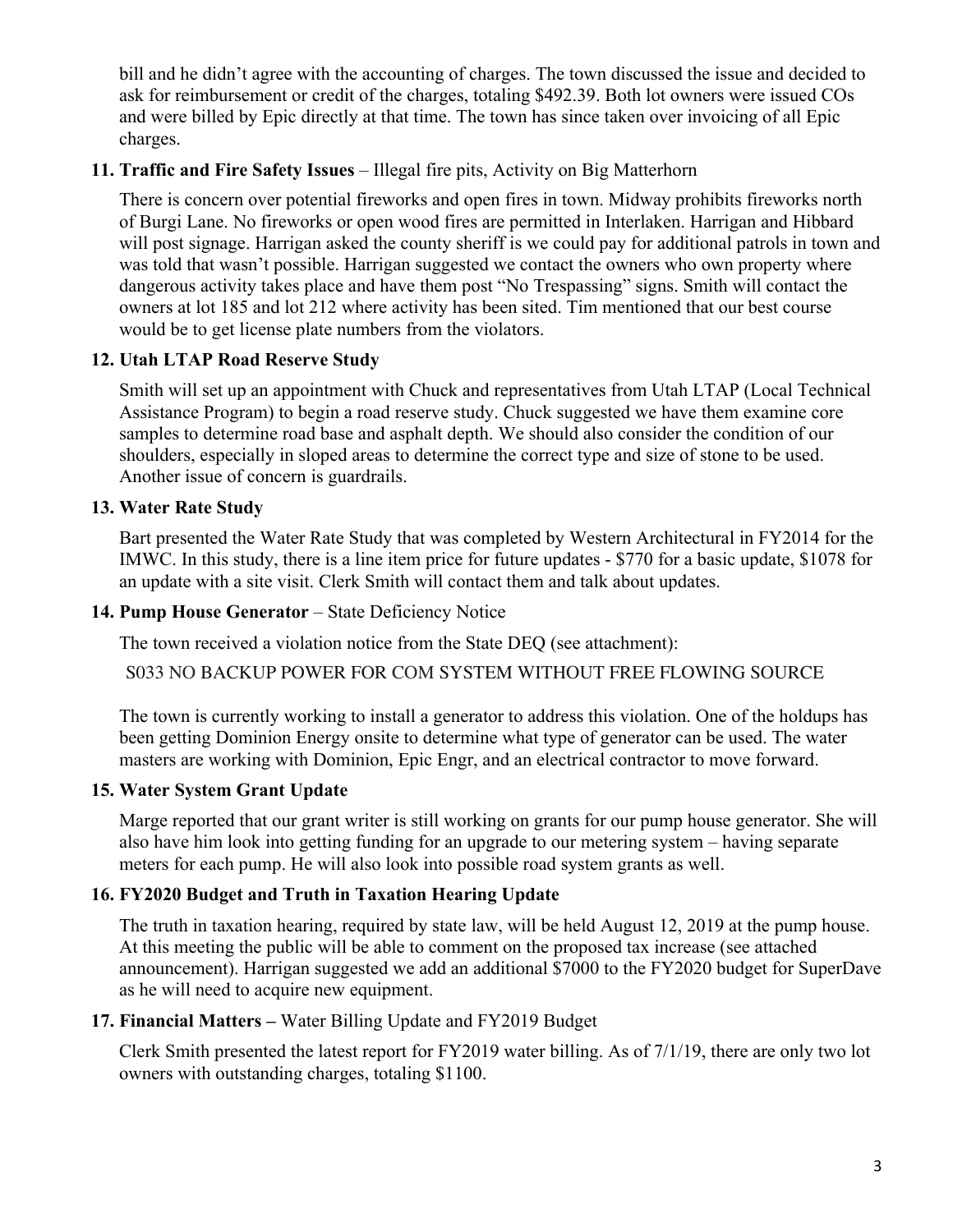bill and he didn't agree with the accounting of charges. The town discussed the issue and decided to ask for reimbursement or credit of the charges, totaling $492.39. Both lot owners were issued COs and were billed by Epic directly at that time. The town has since taken over invoicing of all Epic charges.

**11. Traffic and Fire Safety Issues** – Illegal fire pits, Activity on Big Matterhorn

There is concern over potential fireworks and open fires in town. Midway prohibits fireworks north of Burgi Lane. No fireworks or open wood fires are permitted in Interlaken. Harrigan and Hibbard will post signage. Harrigan asked the county sheriff is we could pay for additional patrols in town and was told that wasn't possible. Harrigan suggested we contact the owners who own property where dangerous activity takes place and have them post "No Trespassing" signs. Smith will contact the owners at lot 185 and lot 212 where activity has been sited. Tim mentioned that our best course would be to get license plate numbers from the violators.

**12. Utah LTAP Road Reserve Study**

Smith will set up an appointment with Chuck and representatives from Utah LTAP (Local Technical Assistance Program) to begin a road reserve study. Chuck suggested we have them examine core samples to determine road base and asphalt depth. We should also consider the condition of our shoulders, especially in sloped areas to determine the correct type and size of stone to be used. Another issue of concern is guardrails.

**13. Water Rate Study**

Bart presented the Water Rate Study that was completed by Western Architectural in FY2014 for the IMWC. In this study, there is a line item price for future updates - $770 for a basic update, $1078 for an update with a site visit. Clerk Smith will contact them and talk about updates.

**14. Pump House Generator** – State Deficiency Notice

The town received a violation notice from the State DEQ (see attachment):

S033 NO BACKUP POWER FOR COM SYSTEM WITHOUT FREE FLOWING SOURCE

The town is currently working to install a generator to address this violation. One of the holdups has been getting Dominion Energy onsite to determine what type of generator can be used. The water masters are working with Dominion, Epic Engr, and an electrical contractor to move forward.

**15. Water System Grant Update**

Marge reported that our grant writer is still working on grants for our pump house generator. She will also have him look into getting funding for an upgrade to our metering system – having separate meters for each pump. He will also look into possible road system grants as well.

**16. FY2020 Budget and Truth in Taxation Hearing Update**

The truth in taxation hearing, required by state law, will be held August 12, 2019 at the pump house. At this meeting the public will be able to comment on the proposed tax increase (see attached announcement). Harrigan suggested we add an additional $7000 to the FY2020 budget for SuperDave as he will need to acquire new equipment.

**17. Financial Matters –** Water Billing Update and FY2019 Budget

Clerk Smith presented the latest report for FY2019 water billing. As of 7/1/19, there are only two lot owners with outstanding charges, totaling $1100.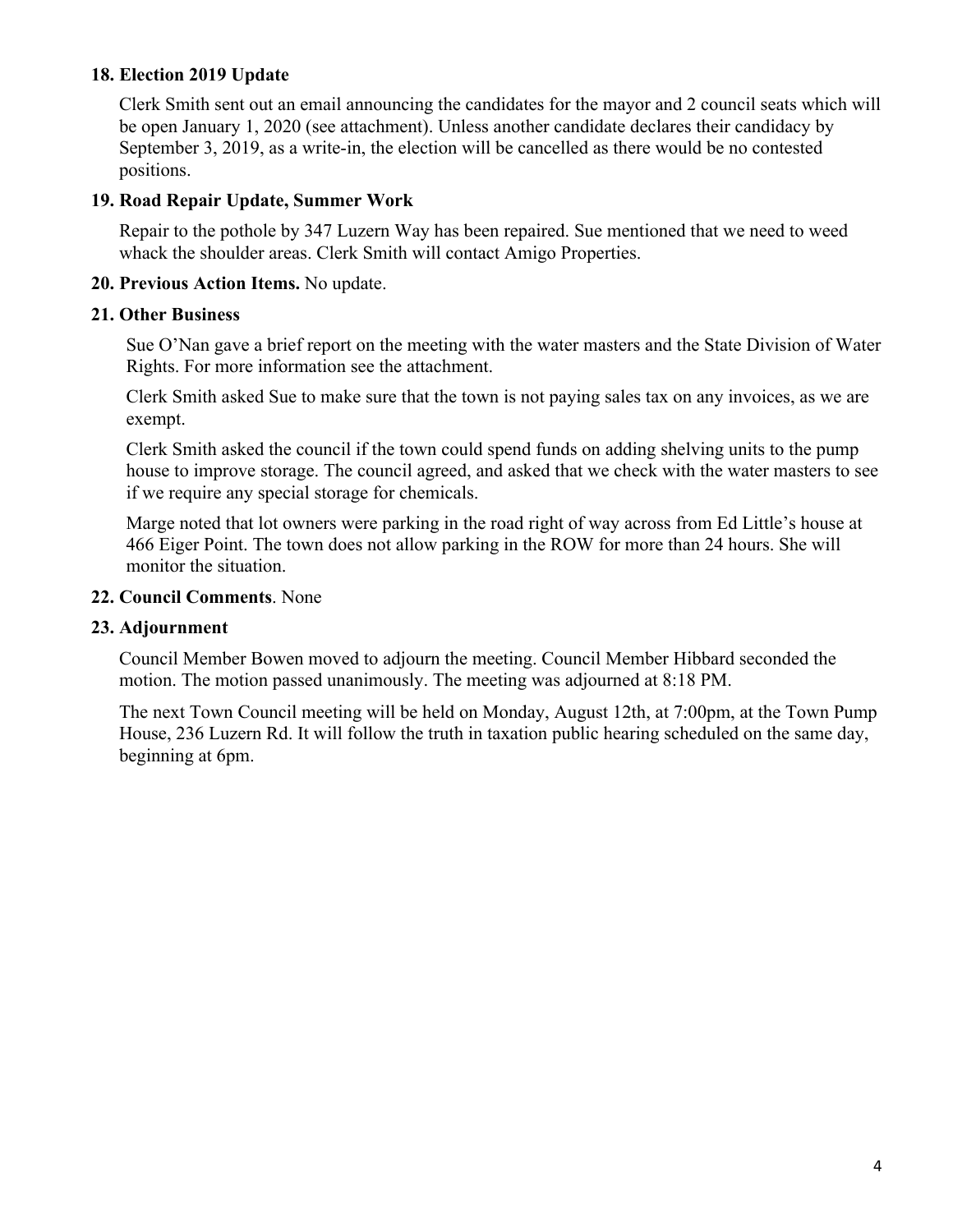**18. Election 2019 Update**

Clerk Smith sent out an email announcing the candidates for the mayor and 2 council seats which will be open January 1, 2020 (see attachment). Unless another candidate declares their candidacy by September 3, 2019, as a write-in, the election will be cancelled as there would be no contested positions.

**19. Road Repair Update, Summer Work**

Repair to the pothole by 347 Luzern Way has been repaired. Sue mentioned that we need to weed whack the shoulder areas. Clerk Smith will contact Amigo Properties.

**20. Previous Action Items.** No update.

**21. Other Business**

Sue O'Nan gave a brief report on the meeting with the water masters and the State Division of Water Rights. For more information see the attachment.

Clerk Smith asked Sue to make sure that the town is not paying sales tax on any invoices, as we are exempt.

Clerk Smith asked the council if the town could spend funds on adding shelving units to the pump house to improve storage. The council agreed, and asked that we check with the water masters to see if we require any special storage for chemicals.

Marge noted that lot owners were parking in the road right of way across from Ed Little's house at 466 Eiger Point. The town does not allow parking in the ROW for more than 24 hours. She will monitor the situation.

**22. Council Comments**. None

**23. Adjournment**

Council Member Bowen moved to adjourn the meeting. Council Member Hibbard seconded the motion. The motion passed unanimously. The meeting was adjourned at 8:18 PM.

The next Town Council meeting will be held on Monday, August 12th, at 7:00pm, at the Town Pump House, 236 Luzern Rd. It will follow the truth in taxation public hearing scheduled on the same day, beginning at 6pm.